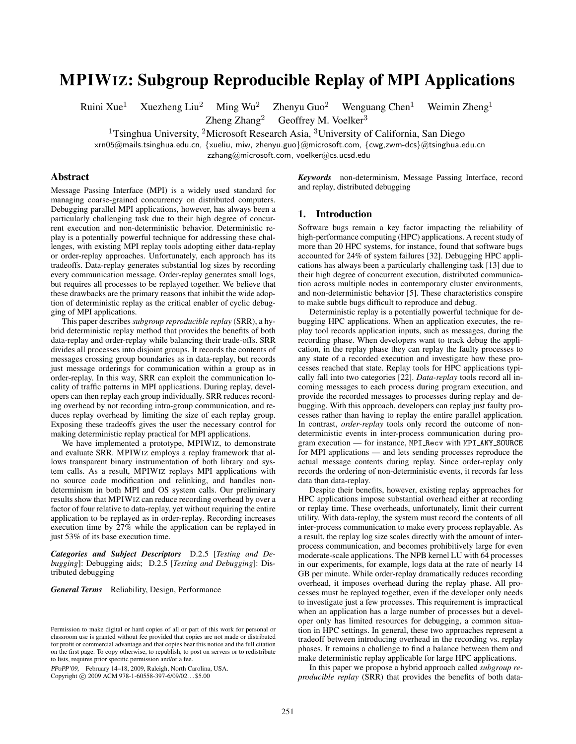# MPIWIZ: Subgroup Reproducible Replay of MPI Applications

Ruini Xue[1] Xuezheng Liu[2] Ming Wu[2] Zhenyu Guo[2] Wenguang Chen[1] Weimin Zheng[1]
Zheng Zhang[2] Geoffrey M. Voelker[3]

[1]Tsinghua University, [2]Microsoft Research Asia, [3]University of California, San Diego

xrn05@mails.tsinghua.edu.cn, {xueliu, miw, zhenyu.guo}@microsoft.com, {cwg,zwm-dcs}@tsinghua.edu.cn
zzhang@microsoft.com, voelker@cs.ucsd.edu

## Abstract

Message Passing Interface (MPI) is a widely used standard for managing coarse-grained concurrency on distributed computers. Debugging parallel MPI applications, however, has always been a particularly challenging task due to their high degree of concurrent execution and non-deterministic behavior. Deterministic replay is a potentially powerful technique for addressing these challenges, with existing MPI replay tools adopting either data-replay or order-replay approaches. Unfortunately, each approach has its tradeoffs. Data-replay generates substantial log sizes by recording every communication message. Order-replay generates small logs, but requires all processes to be replayed together. We believe that these drawbacks are the primary reasons that inhibit the wide adoption of deterministic replay as the critical enabler of cyclic debugging of MPI applications.

This paper describes *subgroup reproducible replay* (SRR), a hybrid deterministic replay method that provides the benefits of both data-replay and order-replay while balancing their trade-offs. SRR divides all processes into disjoint groups. It records the contents of messages crossing group boundaries as in data-replay, but records just message orderings for communication within a group as in order-replay. In this way, SRR can exploit the communication locality of traffic patterns in MPI applications. During replay, developers can then replay each group individually. SRR reduces recording overhead by not recording intra-group communication, and reduces replay overhead by limiting the size of each replay group. Exposing these tradeoffs gives the user the necessary control for making deterministic replay practical for MPI applications.

We have implemented a prototype, MPIWIZ, to demonstrate and evaluate SRR. MPIWIZ employs a replay framework that allows transparent binary instrumentation of both library and system calls. As a result, MPIWIZ replays MPI applications with no source code modification and relinking, and handles non-determinism in both MPI and OS system calls. Our preliminary results show that MPIWIZ can reduce recording overhead by over a factor of four relative to data-replay, yet without requiring the entire application to be replayed as in order-replay. Recording increases execution time by 27% while the application can be replayed in just 53% of its base execution time.

***Categories and Subject Descriptors*** D.2.5 [*Testing and Debugging*]: Debugging aids; D.2.5 [*Testing and Debugging*]: Distributed debugging

***General Terms*** Reliability, Design, Performance

***Keywords*** non-determinism, Message Passing Interface, record and replay, distributed debugging

## 1. Introduction

Software bugs remain a key factor impacting the reliability of high-performance computing (HPC) applications. A recent study of more than 20 HPC systems, for instance, found that software bugs accounted for 24% of system failures [32]. Debugging HPC applications has always been a particularly challenging task [13] due to their high degree of concurrent execution, distributed communication across multiple nodes in contemporary cluster environments, and non-deterministic behavior [5]. These characteristics conspire to make subtle bugs difficult to reproduce and debug.

Deterministic replay is a potentially powerful technique for debugging HPC applications. When an application executes, the replay tool records application inputs, such as messages, during the recording phase. When developers want to track debug the application, in the replay phase they can replay the faulty processes to any state of a recorded execution and investigate how these processes reached that state. Replay tools for HPC applications typically fall into two categories [22]. *Data-replay* tools record all incoming messages to each process during program execution, and provide the recorded messages to processes during replay and debugging. With this approach, developers can replay just faulty processes rather than having to replay the entire parallel application. In contrast, *order-replay* tools only record the outcome of non-deterministic events in inter-process communication during program execution — for instance, MPI_Recv with MPI_ANY_SOURCE for MPI applications — and lets sending processes reproduce the actual message contents during replay. Since order-replay only records the ordering of non-deterministic events, it records far less data than data-replay.

Despite their benefits, however, existing replay approaches for HPC applications impose substantial overhead either at recording or replay time. These overheads, unfortunately, limit their current utility. With data-replay, the system must record the contents of all inter-process communication to make every process replayable. As a result, the replay log size scales directly with the amount of inter-process communication, and becomes prohibitively large for even moderate-scale applications. The NPB kernel LU with 64 processes in our experiments, for example, logs data at the rate of nearly 14 GB per minute. While order-replay dramatically reduces recording overhead, it imposes overhead during the replay phase. All processes must be replayed together, even if the developer only needs to investigate just a few processes. This requirement is impractical when an application has a large number of processes but a developer only has limited resources for debugging, a common situation in HPC settings. In general, these two approaches represent a tradeoff between introducing overhead in the recording vs. replay phases. It remains a challenge to find a balance between them and make deterministic replay applicable for large HPC applications.

In this paper we propose a hybrid approach called *subgroup reproducible replay* (SRR) that provides the benefits of both data-

Permission to make digital or hard copies of all or part of this work for personal or classroom use is granted without fee provided that copies are not made or distributed for profit or commercial advantage and that copies bear this notice and the full citation on the first page. To copy otherwise, to republish, to post on servers or to redistribute to lists, requires prior specific permission and/or a fee.

*PPoPP'09,* February 14–18, 2009, Raleigh, North Carolina, USA.
Copyright © 2009 ACM 978-1-60558-397-6/09/02... $5.00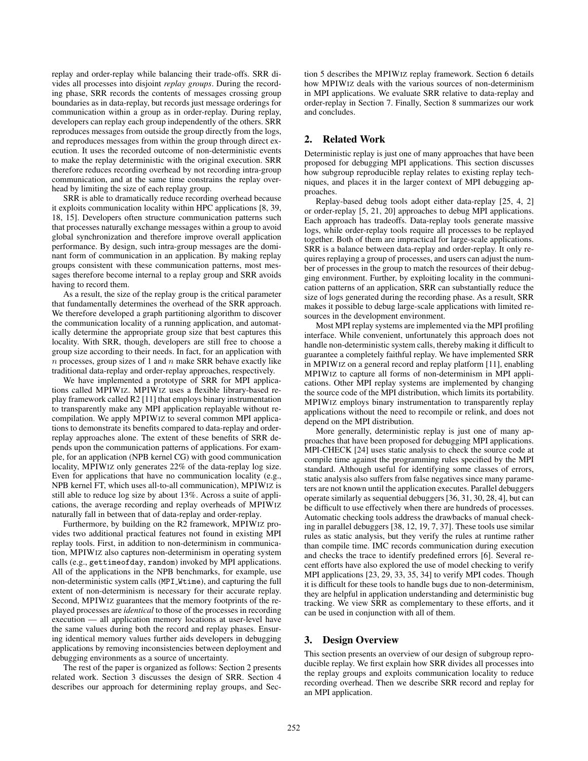replay and order-replay while balancing their trade-offs. SRR divides all processes into disjoint *replay groups*. During the recording phase, SRR records the contents of messages crossing group boundaries as in data-replay, but records just message orderings for communication within a group as in order-replay. During replay, developers can replay each group independently of the others. SRR reproduces messages from outside the group directly from the logs, and reproduces messages from within the group through direct execution. It uses the recorded outcome of non-deterministic events to make the replay deterministic with the original execution. SRR therefore reduces recording overhead by not recording intra-group communication, and at the same time constrains the replay overhead by limiting the size of each replay group.

SRR is able to dramatically reduce recording overhead because it exploits communication locality within HPC applications [8, 39, 18, 15]. Developers often structure communication patterns such that processes naturally exchange messages within a group to avoid global synchronization and therefore improve overall application performance. By design, such intra-group messages are the dominant form of communication in an application. By making replay groups consistent with these communication patterns, most messages therefore become internal to a replay group and SRR avoids having to record them.

As a result, the size of the replay group is the critical parameter that fundamentally determines the overhead of the SRR approach. We therefore developed a graph partitioning algorithm to discover the communication locality of a running application, and automatically determine the appropriate group size that best captures this locality. With SRR, though, developers are still free to choose a group size according to their needs. In fact, for an application with $n$ processes, group sizes of 1 and $n$ make SRR behave exactly like traditional data-replay and order-replay approaches, respectively.

We have implemented a prototype of SRR for MPI applications called MPIWIZ. MPIWIZ uses a flexible library-based replay framework called R2 [11] that employs binary instrumentation to transparently make any MPI application replayable without recompilation. We apply MPIWIZ to several common MPI applications to demonstrate its benefits compared to data-replay and order-replay approaches alone. The extent of these benefits of SRR depends upon the communication patterns of applications. For example, for an application (NPB kernel CG) with good communication locality, MPIWIZ only generates 22% of the data-replay log size. Even for applications that have no communication locality (e.g., NPB kernel FT, which uses all-to-all communication), MPIWIZ is still able to reduce log size by about 13%. Across a suite of applications, the average recording and replay overheads of MPIWIZ naturally fall in between that of data-replay and order-replay.

Furthermore, by building on the R2 framework, MPIWIZ provides two additional practical features not found in existing MPI replay tools. First, in addition to non-determinism in communication, MPIWIZ also captures non-determinism in operating system calls (e.g., `gettimeofday`, `random`) invoked by MPI applications. All of the applications in the NPB benchmarks, for example, use non-deterministic system calls (`MPI_Wtime`), and capturing the full extent of non-determinism is necessary for their accurate replay. Second, MPIWIZ guarantees that the memory footprints of the replayed processes are *identical* to those of the processes in recording execution — all application memory locations at user-level have the same values during both the record and replay phases. Ensuring identical memory values further aids developers in debugging applications by removing inconsistencies between deployment and debugging environments as a source of uncertainty.

The rest of the paper is organized as follows: Section 2 presents related work. Section 3 discusses the design of SRR. Section 4 describes our approach for determining replay groups, and Section 5 describes the MPIWIZ replay framework. Section 6 details how MPIWIZ deals with the various sources of non-determinism in MPI applications. We evaluate SRR relative to data-replay and order-replay in Section 7. Finally, Section 8 summarizes our work and concludes.

## 2. Related Work

Deterministic replay is just one of many approaches that have been proposed for debugging MPI applications. This section discusses how subgroup reproducible replay relates to existing replay techniques, and places it in the larger context of MPI debugging approaches.

Replay-based debug tools adopt either data-replay [25, 4, 2] or order-replay [5, 21, 20] approaches to debug MPI applications. Each approach has tradeoffs. Data-replay tools generate massive logs, while order-replay tools require all processes to be replayed together. Both of them are impractical for large-scale applications. SRR is a balance between data-replay and order-replay. It only requires replaying a group of processes, and users can adjust the number of processes in the group to match the resources of their debugging environment. Further, by exploiting locality in the communication patterns of an application, SRR can substantially reduce the size of logs generated during the recording phase. As a result, SRR makes it possible to debug large-scale applications with limited resources in the development environment.

Most MPI replay systems are implemented via the MPI profiling interface. While convenient, unfortunately this approach does not handle non-deterministic system calls, thereby making it difficult to guarantee a completely faithful replay. We have implemented SRR in MPIWIZ on a general record and replay platform [11], enabling MPIWIZ to capture all forms of non-determinism in MPI applications. Other MPI replay systems are implemented by changing the source code of the MPI distribution, which limits its portability. MPIWIZ employs binary instrumentation to transparently replay applications without the need to recompile or relink, and does not depend on the MPI distribution.

More generally, deterministic replay is just one of many approaches that have been proposed for debugging MPI applications. MPI-CHECK [24] uses static analysis to check the source code at compile time against the programming rules specified by the MPI standard. Although useful for identifying some classes of errors, static analysis also suffers from false negatives since many parameters are not known until the application executes. Parallel debuggers operate similarly as sequential debuggers [36, 31, 30, 28, 4], but can be difficult to use effectively when there are hundreds of processes. Automatic checking tools address the drawbacks of manual checking in parallel debuggers [38, 12, 19, 7, 37]. These tools use similar rules as static analysis, but they verify the rules at runtime rather than compile time. IMC records communication during execution and checks the trace to identify predefined errors [6]. Several recent efforts have also explored the use of model checking to verify MPI applications [23, 29, 33, 35, 34] to verify MPI codes. Though it is difficult for these tools to handle bugs due to non-determinism, they are helpful in application understanding and deterministic bug tracking. We view SRR as complementary to these efforts, and it can be used in conjunction with all of them.

## 3. Design Overview

This section presents an overview of our design of subgroup reproducible replay. We first explain how SRR divides all processes into the replay groups and exploits communication locality to reduce recording overhead. Then we describe SRR record and replay for an MPI application.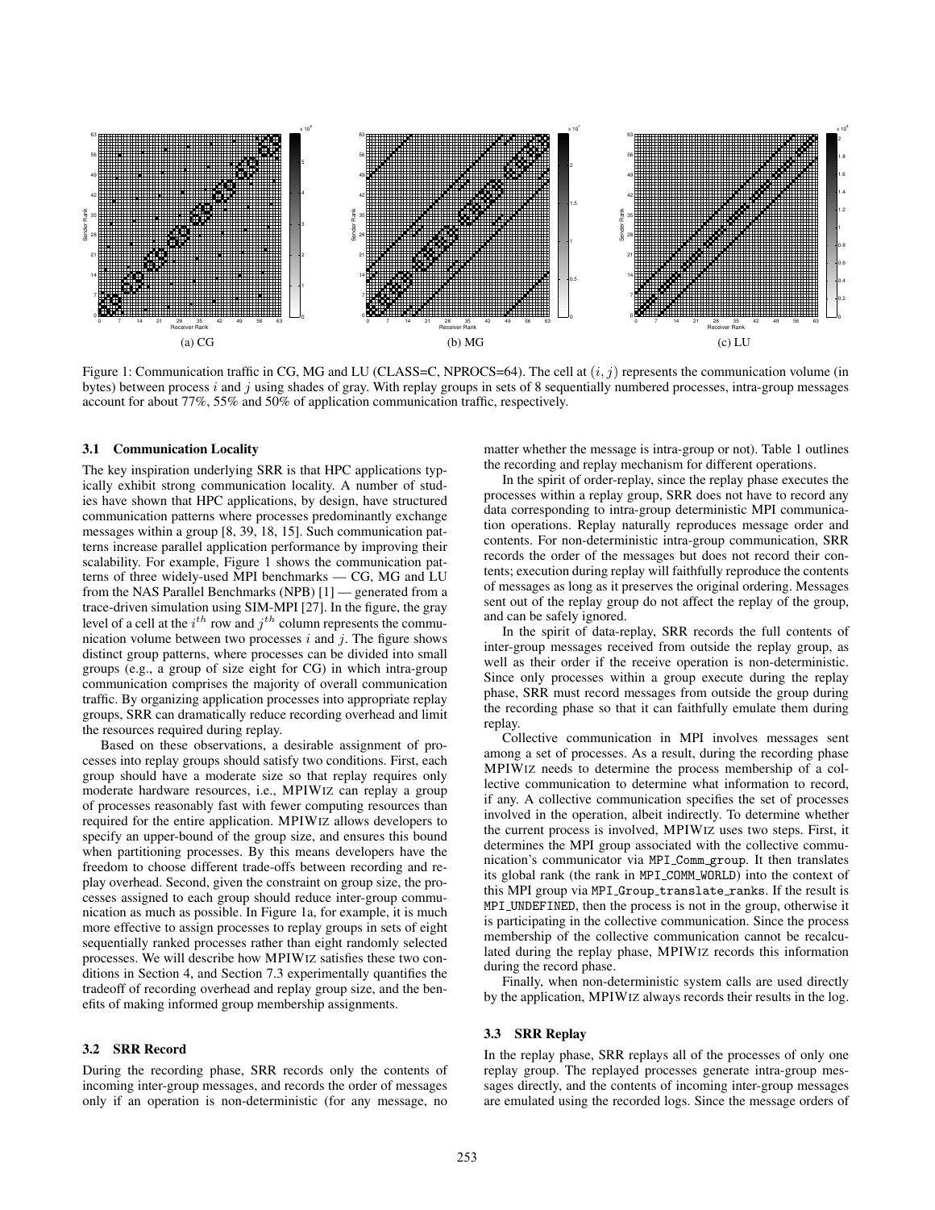(a) CG

(b) MG

(c) LU

Figure 1: Communication traffic in CG, MG and LU (CLASS=C, NPROCS=64). The cell at $(i, j)$ represents the communication volume (in bytes) between process $i$ and $j$ using shades of gray. With replay groups in sets of 8 sequentially numbered processes, intra-group messages account for about 77%, 55% and 50% of application communication traffic, respectively.

### 3.1 Communication Locality

The key inspiration underlying SRR is that HPC applications typically exhibit strong communication locality. A number of studies have shown that HPC applications, by design, have structured communication patterns where processes predominantly exchange messages within a group [8, 39, 18, 15]. Such communication patterns increase parallel application performance by improving their scalability. For example, Figure 1 shows the communication patterns of three widely-used MPI benchmarks — CG, MG and LU from the NAS Parallel Benchmarks (NPB) [1] — generated from a trace-driven simulation using SIM-MPI [27]. In the figure, the gray level of a cell at the $i^{th}$ row and $j^{th}$ column represents the communication volume between two processes $i$ and $j$. The figure shows distinct group patterns, where processes can be divided into small groups (e.g., a group of size eight for CG) in which intra-group communication comprises the majority of overall communication traffic. By organizing application processes into appropriate replay groups, SRR can dramatically reduce recording overhead and limit the resources required during replay.

Based on these observations, a desirable assignment of processes into replay groups should satisfy two conditions. First, each group should have a moderate size so that replay requires only moderate hardware resources, i.e., MPIWIZ can replay a group of processes reasonably fast with fewer computing resources than required for the entire application. MPIWIZ allows developers to specify an upper-bound of the group size, and ensures this bound when partitioning processes. By this means developers have the freedom to choose different trade-offs between recording and replay overhead. Second, given the constraint on group size, the processes assigned to each group should reduce inter-group communication as much as possible. In Figure 1a, for example, it is much more effective to assign processes to replay groups in sets of eight sequentially ranked processes rather than eight randomly selected processes. We will describe how MPIWIZ satisfies these two conditions in Section 4, and Section 7.3 experimentally quantifies the tradeoff of recording overhead and replay group size, and the benefits of making informed group membership assignments.

### 3.2 SRR Record

During the recording phase, SRR records only the contents of incoming inter-group messages, and records the order of messages only if an operation is non-deterministic (for any message, no matter whether the message is intra-group or not). Table 1 outlines the recording and replay mechanism for different operations.

In the spirit of order-replay, since the replay phase executes the processes within a replay group, SRR does not have to record any data corresponding to intra-group deterministic MPI communication operations. Replay naturally reproduces message order and contents. For non-deterministic intra-group communication, SRR records the order of the messages but does not record their contents; execution during replay will faithfully reproduce the contents of messages as long as it preserves the original ordering. Messages sent out of the replay group do not affect the replay of the group, and can be safely ignored.

In the spirit of data-replay, SRR records the full contents of inter-group messages received from outside the replay group, as well as their order if the receive operation is non-deterministic. Since only processes within a group execute during the replay phase, SRR must record messages from outside the group during the recording phase so that it can faithfully emulate them during replay.

Collective communication in MPI involves messages sent among a set of processes. As a result, during the recording phase MPIWIZ needs to determine the process membership of a collective communication to determine what information to record, if any. A collective communication specifies the set of processes involved in the operation, albeit indirectly. To determine whether the current process is involved, MPIWIZ uses two steps. First, it determines the MPI group associated with the collective communication's communicator via `MPI_Comm_group`. It then translates its global rank (the rank in `MPI_COMM_WORLD`) into the context of this MPI group via `MPI_Group_translate_ranks`. If the result is `MPI_UNDEFINED`, then the process is not in the group, otherwise it is participating in the collective communication. Since the process membership of the collective communication cannot be recalculated during the replay phase, MPIWIZ records this information during the record phase.

Finally, when non-deterministic system calls are used directly by the application, MPIWIZ always records their results in the log.

### 3.3 SRR Replay

In the replay phase, SRR replays all of the processes of only one replay group. The replayed processes generate intra-group messages directly, and the contents of incoming inter-group messages are emulated using the recorded logs. Since the message orders of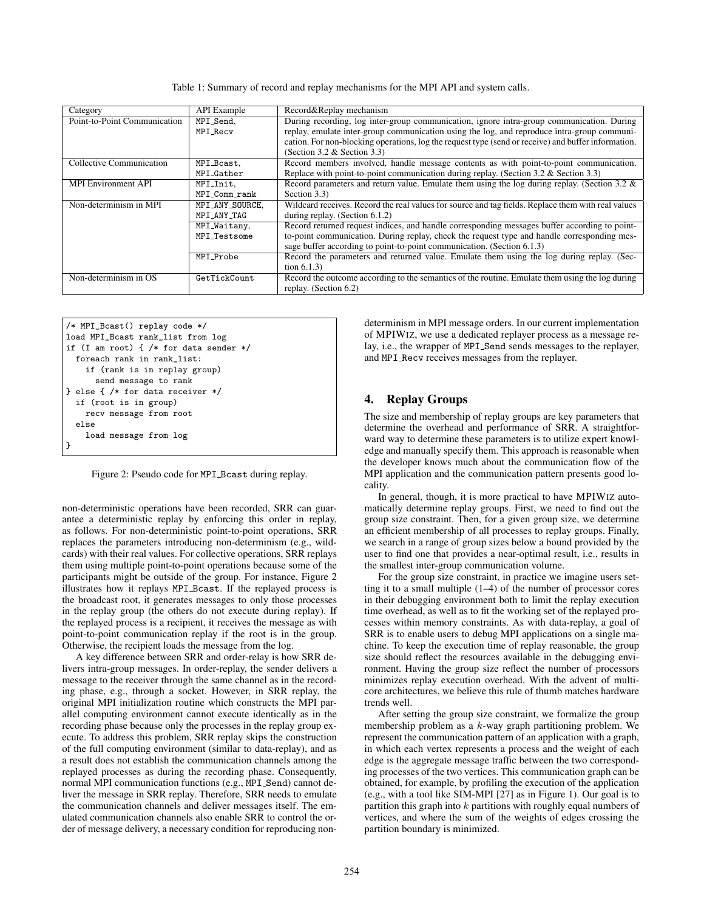Table 1: Summary of record and replay mechanisms for the MPI API and system calls.

| Category | API Example | Record&Replay mechanism |
|---|---|---|
| Point-to-Point Communication | MPI_Send, MPI_Recv | During recording, log inter-group communication, ignore intra-group communication. During replay, emulate inter-group communication using the log, and reproduce intra-group communication. For non-blocking operations, log the request type (send or receive) and buffer information. (Section 3.2 & Section 3.3) |
| Collective Communication | MPI_Bcast, MPI_Gather | Record members involved, handle message contents as with point-to-point communication. Replace with point-to-point communication during replay. (Section 3.2 & Section 3.3) |
| MPI Environment API | MPI_Init, MPI_Comm_rank | Record parameters and return value. Emulate them using the log during replay. (Section 3.2 & Section 3.3) |
| Non-determinism in MPI | MPI_ANY_SOURCE, MPI_ANY_TAG | Wildcard receives. Record the real values for source and tag fields. Replace them with real values during replay. (Section 6.1.2) |
| | MPI_Waitany, MPI_Testsome | Record returned request indices, and handle corresponding messages buffer according to point-to-point communication. During replay, check the request type and handle corresponding message buffer according to point-to-point communication. (Section 6.1.3) |
| | MPI_Probe | Record the parameters and returned value. Emulate them using the log during replay. (Section 6.1.3) |
| Non-determinism in OS | GetTickCount | Record the outcome according to the semantics of the routine. Emulate them using the log during replay. (Section 6.2) |

```
/* MPI_Bcast() replay code */
load MPI_Bcast rank_list from log
if (I am root) { /* for data sender */
  foreach rank in rank_list:
    if (rank is in replay group)
      send message to rank
} else { /* for data receiver */
  if (root is in group)
    recv message from root
  else
    load message from log
}
```

Figure 2: Pseudo code for MPI_Bcast during replay.

non-deterministic operations have been recorded, SRR can guarantee a deterministic replay by enforcing this order in replay, as follows. For non-deterministic point-to-point operations, SRR replaces the parameters introducing non-determinism (e.g., wildcards) with their real values. For collective operations, SRR replays them using multiple point-to-point operations because some of the participants might be outside of the group. For instance, Figure 2 illustrates how it replays MPI_Bcast. If the replayed process is the broadcast root, it generates messages to only those processes in the replay group (the others do not execute during replay). If the replayed process is a recipient, it receives the message as with point-to-point communication replay if the root is in the group. Otherwise, the recipient loads the message from the log.

A key difference between SRR and order-relay is how SRR delivers intra-group messages. In order-replay, the sender delivers a message to the receiver through the same channel as in the recording phase, e.g., through a socket. However, in SRR replay, the original MPI initialization routine which constructs the MPI parallel computing environment cannot execute identically as in the recording phase because only the processes in the replay group execute. To address this problem, SRR replay skips the construction of the full computing environment (similar to data-replay), and as a result does not establish the communication channels among the replayed processes as during the recording phase. Consequently, normal MPI communication functions (e.g., MPI_Send) cannot deliver the message in SRR replay. Therefore, SRR needs to emulate the communication channels and deliver messages itself. The emulated communication channels also enable SRR to control the order of message delivery, a necessary condition for reproducing non-determinism in MPI message orders. In our current implementation of MPIWIZ, we use a dedicated replayer process as a message relay, i.e., the wrapper of MPI_Send sends messages to the replayer, and MPI_Recv receives messages from the replayer.

## 4. Replay Groups

The size and membership of replay groups are key parameters that determine the overhead and performance of SRR. A straightforward way to determine these parameters is to utilize expert knowledge and manually specify them. This approach is reasonable when the developer knows much about the communication flow of the MPI application and the communication pattern presents good locality.

In general, though, it is more practical to have MPIWIZ automatically determine replay groups. First, we need to find out the group size constraint. Then, for a given group size, we determine an efficient membership of all processes to replay groups. Finally, we search in a range of group sizes below a bound provided by the user to find one that provides a near-optimal result, i.e., results in the smallest inter-group communication volume.

For the group size constraint, in practice we imagine users setting it to a small multiple (1–4) of the number of processor cores in their debugging environment both to limit the replay execution time overhead, as well as to fit the working set of the replayed processes within memory constraints. As with data-replay, a goal of SRR is to enable users to debug MPI applications on a single machine. To keep the execution time of replay reasonable, the group size should reflect the resources available in the debugging environment. Having the group size reflect the number of processors minimizes replay execution overhead. With the advent of multicore architectures, we believe this rule of thumb matches hardware trends well.

After setting the group size constraint, we formalize the group membership problem as a $k$-way graph partitioning problem. We represent the communication pattern of an application with a graph, in which each vertex represents a process and the weight of each edge is the aggregate message traffic between the two corresponding processes of the two vertices. This communication graph can be obtained, for example, by profiling the execution of the application (e.g., with a tool like SIM-MPI [27] as in Figure 1). Our goal is to partition this graph into $k$ partitions with roughly equal numbers of vertices, and where the sum of the weights of edges crossing the partition boundary is minimized.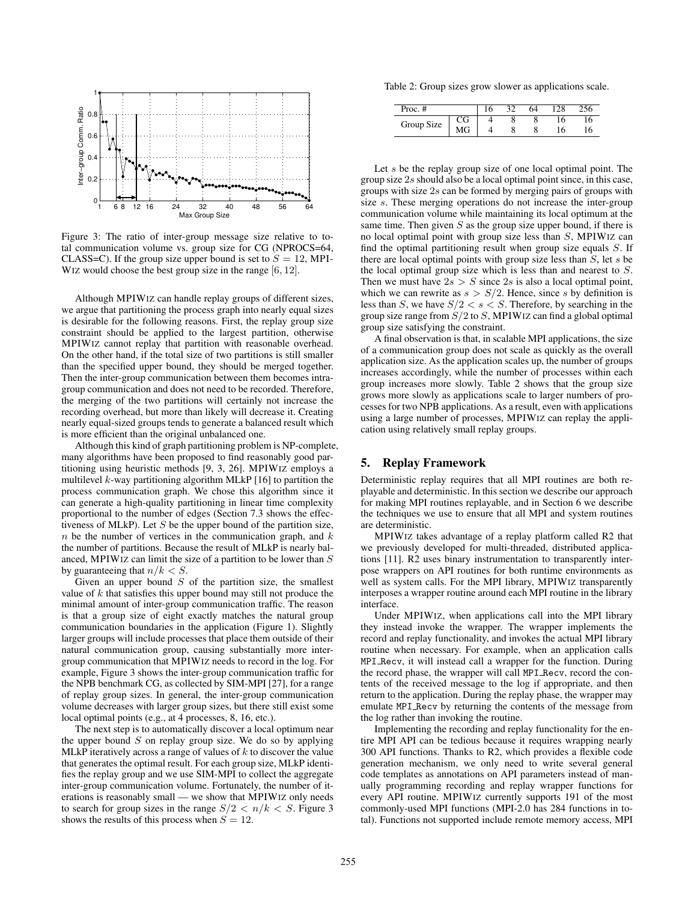Figure 3: The ratio of inter-group message size relative to total communication volume vs. group size for CG (NPROCS=64, CLASS=C). If the group size upper bound is set to $S = 12$, MPIWIZ would choose the best group size in the range $[6, 12]$.

Although MPIWIZ can handle replay groups of different sizes, we argue that partitioning the process graph into nearly equal sizes is desirable for the following reasons. First, the replay group size constraint should be applied to the largest partition, otherwise MPIWIZ cannot replay that partition with reasonable overhead. On the other hand, if the total size of two partitions is still smaller than the specified upper bound, they should be merged together. Then the inter-group communication between them becomes intra-group communication and does not need to be recorded. Therefore, the merging of the two partitions will certainly not increase the recording overhead, but more than likely will decrease it. Creating nearly equal-sized groups tends to generate a balanced result which is more efficient than the original unbalanced one.

Although this kind of graph partitioning problem is NP-complete, many algorithms have been proposed to find reasonably good partitioning using heuristic methods [9, 3, 26]. MPIWIZ employs a multilevel $k$-way partitioning algorithm MLkP [16] to partition the process communication graph. We chose this algorithm since it can generate a high-quality partitioning in linear time complexity proportional to the number of edges (Section 7.3 shows the effectiveness of MLkP). Let $S$ be the upper bound of the partition size, $n$ be the number of vertices in the communication graph, and $k$ the number of partitions. Because the result of MLkP is nearly balanced, MPIWIZ can limit the size of a partition to be lower than $S$ by guaranteeing that $n/k < S$.

Given an upper bound $S$ of the partition size, the smallest value of $k$ that satisfies this upper bound may still not produce the minimal amount of inter-group communication traffic. The reason is that a group size of eight exactly matches the natural group communication boundaries in the application (Figure 1). Slightly larger groups will include processes that place them outside of their natural communication group, causing substantially more inter-group communication that MPIWIZ needs to record in the log. For example, Figure 3 shows the inter-group communication traffic for the NPB benchmark CG, as collected by SIM-MPI [27], for a range of replay group sizes. In general, the inter-group communication volume decreases with larger group sizes, but there still exist some local optimal points (e.g., at 4 processes, 8, 16, etc.).

The next step is to automatically discover a local optimum near the upper bound $S$ on replay group size. We do so by applying MLkP iteratively across a range of values of $k$ to discover the value that generates the optimal result. For each group size, MLkP identifies the replay group and we use SIM-MPI to collect the aggregate inter-group communication volume. Fortunately, the number of iterations is reasonably small — we show that MPIWIZ only needs to search for group sizes in the range $S/2 < n/k < S$. Figure 3 shows the results of this process when $S = 12$.

Table 2: Group sizes grow slower as applications scale.

| Proc. # | | 16 | 32 | 64 | 128 | 256 |
|---|---|---|---|---|---|---|
| Group Size | CG | 4 | 8 | 8 | 16 | 16 |
| | MG | 4 | 8 | 8 | 16 | 16 |

Let $s$ be the replay group size of one local optimal point. The group size $2s$ should also be a local optimal point since, in this case, groups with size $2s$ can be formed by merging pairs of groups with size $s$. These merging operations do not increase the inter-group communication volume while maintaining its local optimum at the same time. Then given $S$ as the group size upper bound, if there is no local optimal point with group size less than $S$, MPIWIZ can find the optimal partitioning result when group size equals $S$. If there are local optimal points with group size less than $S$, let $s$ be the local optimal group size which is less than and nearest to $S$. Then we must have $2s > S$ since $2s$ is also a local optimal point, which we can rewrite as $s > S/2$. Hence, since $s$ by definition is less than $S$, we have $S/2 < s < S$. Therefore, by searching in the group size range from $S/2$ to $S$, MPIWIZ can find a global optimal group size satisfying the constraint.

A final observation is that, in scalable MPI applications, the size of a communication group does not scale as quickly as the overall application size. As the application scales up, the number of groups increases accordingly, while the number of processes within each group increases more slowly. Table 2 shows that the group size grows more slowly as applications scale to larger numbers of processes for two NPB applications. As a result, even with applications using a large number of processes, MPIWIZ can replay the application using relatively small replay groups.

## 5. Replay Framework

Deterministic replay requires that all MPI routines are both replayable and deterministic. In this section we describe our approach for making MPI routines replayable, and in Section 6 we describe the techniques we use to ensure that all MPI and system routines are deterministic.

MPIWIZ takes advantage of a replay platform called R2 that we previously developed for multi-threaded, distributed applications [11]. R2 uses binary instrumentation to transparently interpose wrappers on API routines for both runtime environments as well as system calls. For the MPI library, MPIWIZ transparently interposes a wrapper routine around each MPI routine in the library interface.

Under MPIWIZ, when applications call into the MPI library they instead invoke the wrapper. The wrapper implements the record and replay functionality, and invokes the actual MPI library routine when necessary. For example, when an application calls `MPI_Recv`, it will instead call a wrapper for the function. During the record phase, the wrapper will call `MPI_Recv`, record the contents of the received message to the log if appropriate, and then return to the application. During the replay phase, the wrapper may emulate `MPI_Recv` by returning the contents of the message from the log rather than invoking the routine.

Implementing the recording and replay functionality for the entire MPI API can be tedious because it requires wrapping nearly 300 API functions. Thanks to R2, which provides a flexible code generation mechanism, we only need to write several general code templates as annotations on API parameters instead of manually programming recording and replay wrapper functions for every API routine. MPIWIZ currently supports 191 of the most commonly-used MPI functions (MPI-2.0 has 284 functions in total). Functions not supported include remote memory access, MPI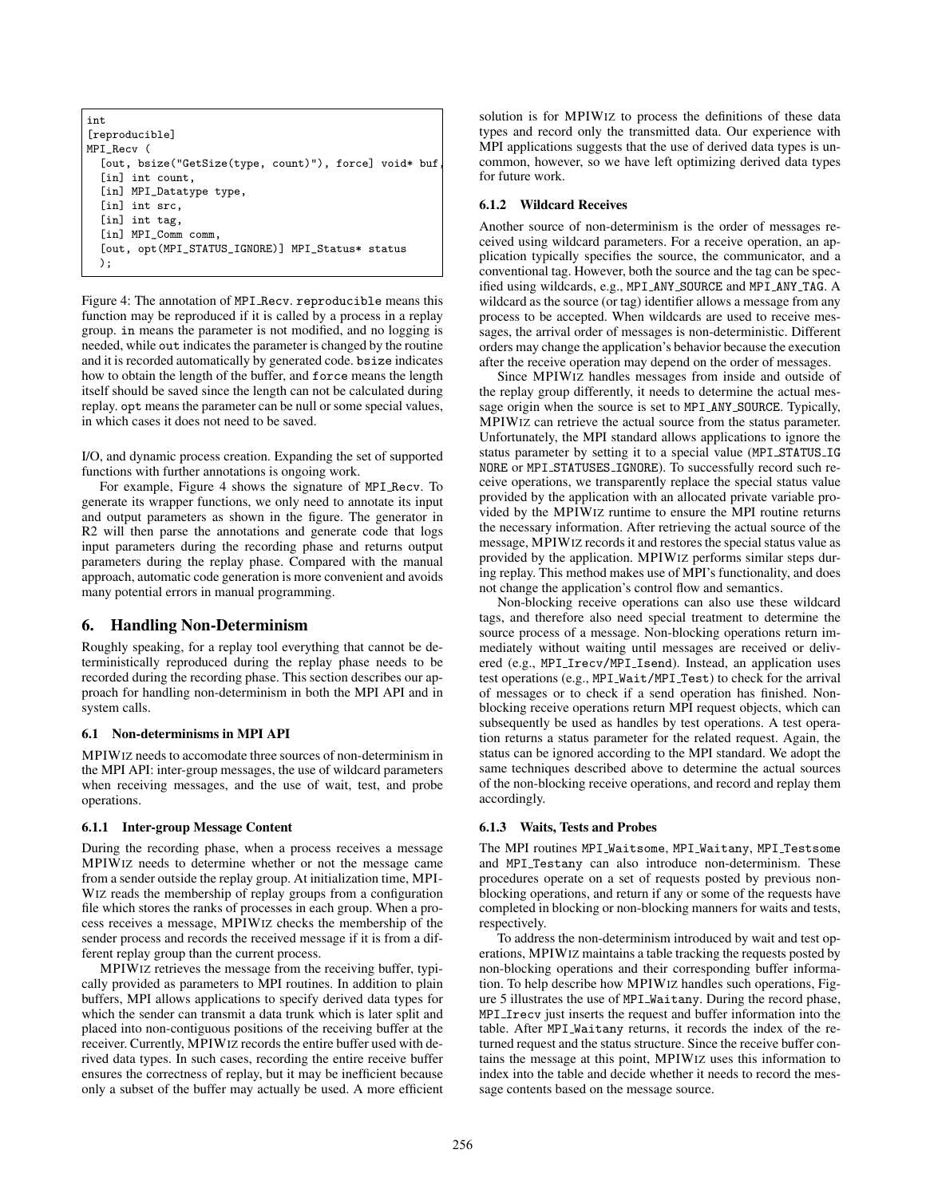```
int
[reproducible]
MPI_Recv (
  [out, bsize("GetSize(type, count)"), force] void* buf,
  [in] int count,
  [in] MPI_Datatype type,
  [in] int src,
  [in] int tag,
  [in] MPI_Comm comm,
  [out, opt(MPI_STATUS_IGNORE)] MPI_Status* status
  );
```

Figure 4: The annotation of MPI_Recv. reproducible means this function may be reproduced if it is called by a process in a replay group. in means the parameter is not modified, and no logging is needed, while out indicates the parameter is changed by the routine and it is recorded automatically by generated code. bsize indicates how to obtain the length of the buffer, and force means the length itself should be saved since the length can not be calculated during replay. opt means the parameter can be null or some special values, in which cases it does not need to be saved.

I/O, and dynamic process creation. Expanding the set of supported functions with further annotations is ongoing work.

For example, Figure 4 shows the signature of MPI_Recv. To generate its wrapper functions, we only need to annotate its input and output parameters as shown in the figure. The generator in R2 will then parse the annotations and generate code that logs input parameters during the recording phase and returns output parameters during the replay phase. Compared with the manual approach, automatic code generation is more convenient and avoids many potential errors in manual programming.

## 6. Handling Non-Determinism

Roughly speaking, for a replay tool everything that cannot be deterministically reproduced during the replay phase needs to be recorded during the recording phase. This section describes our approach for handling non-determinism in both the MPI API and in system calls.

### 6.1 Non-determinisms in MPI API

MPIWIZ needs to accomodate three sources of non-determinism in the MPI API: inter-group messages, the use of wildcard parameters when receiving messages, and the use of wait, test, and probe operations.

#### 6.1.1 Inter-group Message Content

During the recording phase, when a process receives a message MPIWIZ needs to determine whether or not the message came from a sender outside the replay group. At initialization time, MPIWIZ reads the membership of replay groups from a configuration file which stores the ranks of processes in each group. When a process receives a message, MPIWIZ checks the membership of the sender process and records the received message if it is from a different replay group than the current process.

MPIWIZ retrieves the message from the receiving buffer, typically provided as parameters to MPI routines. In addition to plain buffers, MPI allows applications to specify derived data types for which the sender can transmit a data trunk which is later split and placed into non-contiguous positions of the receiving buffer at the receiver. Currently, MPIWIZ records the entire buffer used with derived data types. In such cases, recording the entire receive buffer ensures the correctness of replay, but it may be inefficient because only a subset of the buffer may actually be used. A more efficient solution is for MPIWIZ to process the definitions of these data types and record only the transmitted data. Our experience with MPI applications suggests that the use of derived data types is uncommon, however, so we have left optimizing derived data types for future work.

#### 6.1.2 Wildcard Receives

Another source of non-determinism is the order of messages received using wildcard parameters. For a receive operation, an application typically specifies the source, the communicator, and a conventional tag. However, both the source and the tag can be specified using wildcards, e.g., MPI_ANY_SOURCE and MPI_ANY_TAG. A wildcard as the source (or tag) identifier allows a message from any process to be accepted. When wildcards are used to receive messages, the arrival order of messages is non-deterministic. Different orders may change the application's behavior because the execution after the receive operation may depend on the order of messages.

Since MPIWIZ handles messages from inside and outside of the replay group differently, it needs to determine the actual message origin when the source is set to MPI_ANY_SOURCE. Typically, MPIWIZ can retrieve the actual source from the status parameter. Unfortunately, the MPI standard allows applications to ignore the status parameter by setting it to a special value (MPI_STATUS_IGNORE or MPI_STATUSES_IGNORE). To successfully record such receive operations, we transparently replace the special status value provided by the application with an allocated private variable provided by the MPIWIZ runtime to ensure the MPI routine returns the necessary information. After retrieving the actual source of the message, MPIWIZ records it and restores the special status value as provided by the application. MPIWIZ performs similar steps during replay. This method makes use of MPI's functionality, and does not change the application's control flow and semantics.

Non-blocking receive operations can also use these wildcard tags, and therefore also need special treatment to determine the source process of a message. Non-blocking operations return immediately without waiting until messages are received or delivered (e.g., MPI_Irecv/MPI_Isend). Instead, an application uses test operations (e.g., MPI_Wait/MPI_Test) to check for the arrival of messages or to check if a send operation has finished. Non-blocking receive operations return MPI request objects, which can subsequently be used as handles by test operations. A test operation returns a status parameter for the related request. Again, the status can be ignored according to the MPI standard. We adopt the same techniques described above to determine the actual sources of the non-blocking receive operations, and record and replay them accordingly.

#### 6.1.3 Waits, Tests and Probes

The MPI routines MPI_Waitsome, MPI_Waitany, MPI_Testsome and MPI_Testany can also introduce non-determinism. These procedures operate on a set of requests posted by previous non-blocking operations, and return if any or some of the requests have completed in blocking or non-blocking manners for waits and tests, respectively.

To address the non-determinism introduced by wait and test operations, MPIWIZ maintains a table tracking the requests posted by non-blocking operations and their corresponding buffer information. To help describe how MPIWIZ handles such operations, Figure 5 illustrates the use of MPI_Waitany. During the record phase, MPI_Irecv just inserts the request and buffer information into the table. After MPI_Waitany returns, it records the index of the returned request and the status structure. Since the receive buffer contains the message at this point, MPIWIZ uses this information to index into the table and decide whether it needs to record the message contents based on the message source.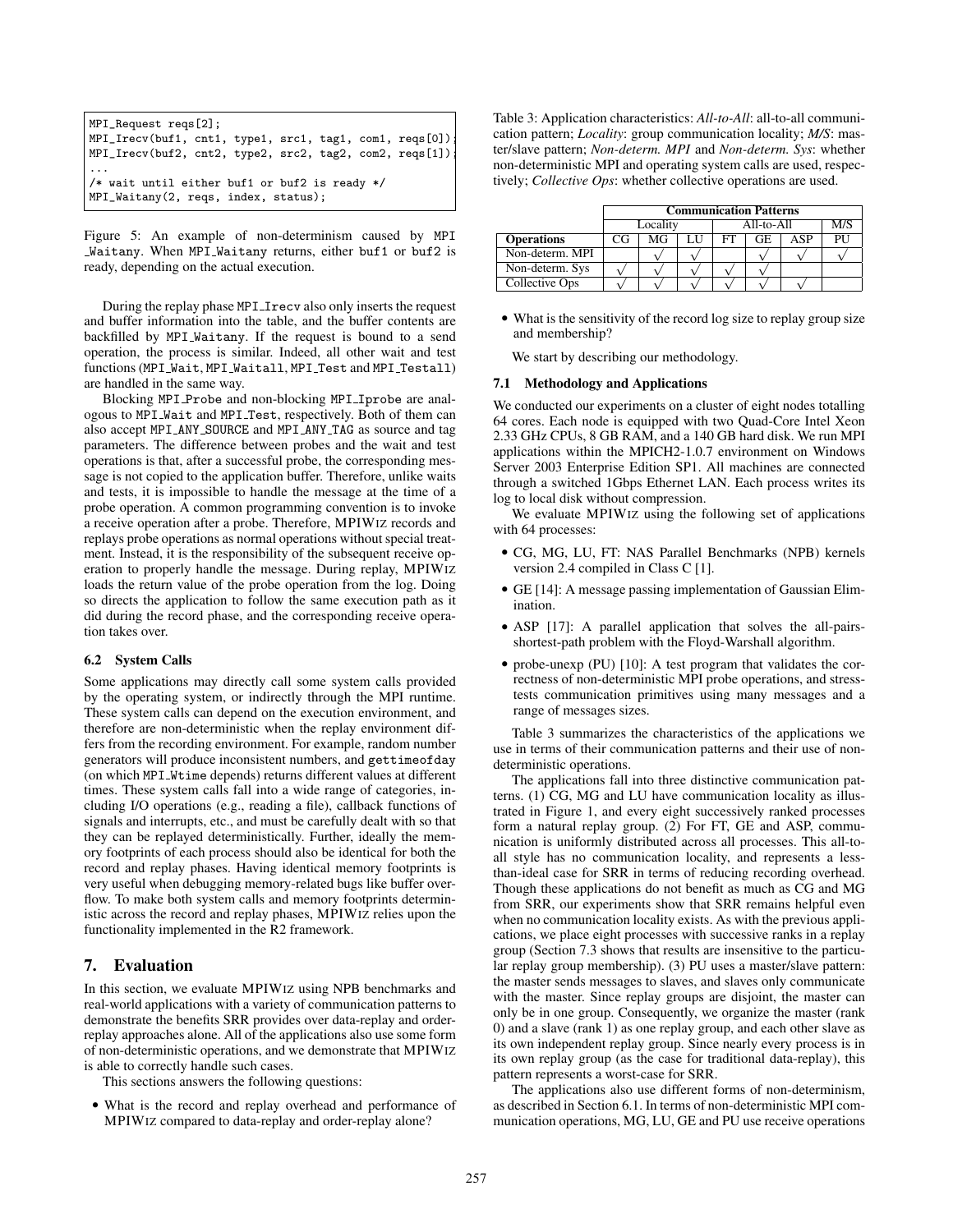```
MPI_Request reqs[2];
MPI_Irecv(buf1, cnt1, type1, src1, tag1, com1, reqs[0]);
MPI_Irecv(buf2, cnt2, type2, src2, tag2, com2, reqs[1]);
...
/* wait until either buf1 or buf2 is ready */
MPI_Waitany(2, reqs, index, status);
```

Figure 5: An example of non-determinism caused by MPI_Waitany. When MPI_Waitany returns, either buf1 or buf2 is ready, depending on the actual execution.

During the replay phase MPI_Irecv also only inserts the request and buffer information into the table, and the buffer contents are backfilled by MPI_Waitany. If the request is bound to a send operation, the process is similar. Indeed, all other wait and test functions (MPI_Wait, MPI_Waitall, MPI_Test and MPI_Testall) are handled in the same way.

Blocking MPI_Probe and non-blocking MPI_Iprobe are analogous to MPI_Wait and MPI_Test, respectively. Both of them can also accept MPI_ANY_SOURCE and MPI_ANY_TAG as source and tag parameters. The difference between probes and the wait and test operations is that, after a successful probe, the corresponding message is not copied to the application buffer. Therefore, unlike waits and tests, it is impossible to handle the message at the time of a probe operation. A common programming convention is to invoke a receive operation after a probe. Therefore, MPIWIZ records and replays probe operations as normal operations without special treatment. Instead, it is the responsibility of the subsequent receive operation to properly handle the message. During replay, MPIWIZ loads the return value of the probe operation from the log. Doing so directs the application to follow the same execution path as it did during the record phase, and the corresponding receive operation takes over.

### 6.2 System Calls

Some applications may directly call some system calls provided by the operating system, or indirectly through the MPI runtime. These system calls can depend on the execution environment, and therefore are non-deterministic when the replay environment differs from the recording environment. For example, random number generators will produce inconsistent numbers, and gettimeofday (on which MPI_Wtime depends) returns different values at different times. These system calls fall into a wide range of categories, including I/O operations (e.g., reading a file), callback functions of signals and interrupts, etc., and must be carefully dealt with so that they can be replayed deterministically. Further, ideally the memory footprints of each process should also be identical for both the record and replay phases. Having identical memory footprints is very useful when debugging memory-related bugs like buffer overflow. To make both system calls and memory footprints deterministic across the record and replay phases, MPIWIZ relies upon the functionality implemented in the R2 framework.

## 7. Evaluation

In this section, we evaluate MPIWIZ using NPB benchmarks and real-world applications with a variety of communication patterns to demonstrate the benefits SRR provides over data-replay and order-replay approaches alone. All of the applications also use some form of non-deterministic operations, and we demonstrate that MPIWIZ is able to correctly handle such cases.

This sections answers the following questions:

- What is the record and replay overhead and performance of MPIWIZ compared to data-replay and order-replay alone?
- What is the sensitivity of the record log size to replay group size and membership?

We start by describing our methodology.

### 7.1 Methodology and Applications

We conducted our experiments on a cluster of eight nodes totalling 64 cores. Each node is equipped with two Quad-Core Intel Xeon 2.33 GHz CPUs, 8 GB RAM, and a 140 GB hard disk. We run MPI applications within the MPICH2-1.0.7 environment on Windows Server 2003 Enterprise Edition SP1. All machines are connected through a switched 1Gbps Ethernet LAN. Each process writes its log to local disk without compression.

We evaluate MPIWIZ using the following set of applications with 64 processes:

- CG, MG, LU, FT: NAS Parallel Benchmarks (NPB) kernels version 2.4 compiled in Class C [1].
- GE [14]: A message passing implementation of Gaussian Elimination.
- ASP [17]: A parallel application that solves the all-pairs-shortest-path problem with the Floyd-Warshall algorithm.
- probe-unexp (PU) [10]: A test program that validates the correctness of non-deterministic MPI probe operations, and stress-tests communication primitives using many messages and a range of messages sizes.

Table 3: Application characteristics: *All-to-All*: all-to-all communication pattern; *Locality*: group communication locality; *M/S*: master/slave pattern; *Non-determ. MPI* and *Non-determ. Sys*: whether non-deterministic MPI and operating system calls are used, respectively; *Collective Ops*: whether collective operations are used.

| | **Communication Patterns** | | | | | | |
|---|---|---|---|---|---|---|---|
| | Locality | | | All-to-All | | | M/S |
| **Operations** | CG | MG | LU | FT | GE | ASP | PU |
| Non-determ. MPI | | √ | √ | | √ | √ | √ |
| Non-determ. Sys | √ | √ | √ | √ | √ | | |
| Collective Ops | √ | √ | √ | √ | √ | √ | |

Table 3 summarizes the characteristics of the applications we use in terms of their communication patterns and their use of non-deterministic operations.

The applications fall into three distinctive communication patterns. (1) CG, MG and LU have communication locality as illustrated in Figure 1, and every eight successively ranked processes form a natural replay group. (2) For FT, GE and ASP, communication is uniformly distributed across all processes. This all-to-all style has no communication locality, and represents a less-than-ideal case for SRR in terms of reducing recording overhead. Though these applications do not benefit as much as CG and MG from SRR, our experiments show that SRR remains helpful even when no communication locality exists. As with the previous applications, we place eight processes with successive ranks in a replay group (Section 7.3 shows that results are insensitive to the particular replay group membership). (3) PU uses a master/slave pattern: the master sends messages to slaves, and slaves only communicate with the master. Since replay groups are disjoint, the master can only be in one group. Consequently, we organize the master (rank 0) and a slave (rank 1) as one replay group, and each other slave as its own independent replay group. Since nearly every process is in its own replay group (as the case for traditional data-replay), this pattern represents a worst-case for SRR.

The applications also use different forms of non-determinism, as described in Section 6.1. In terms of non-deterministic MPI communication operations, MG, LU, GE and PU use receive operations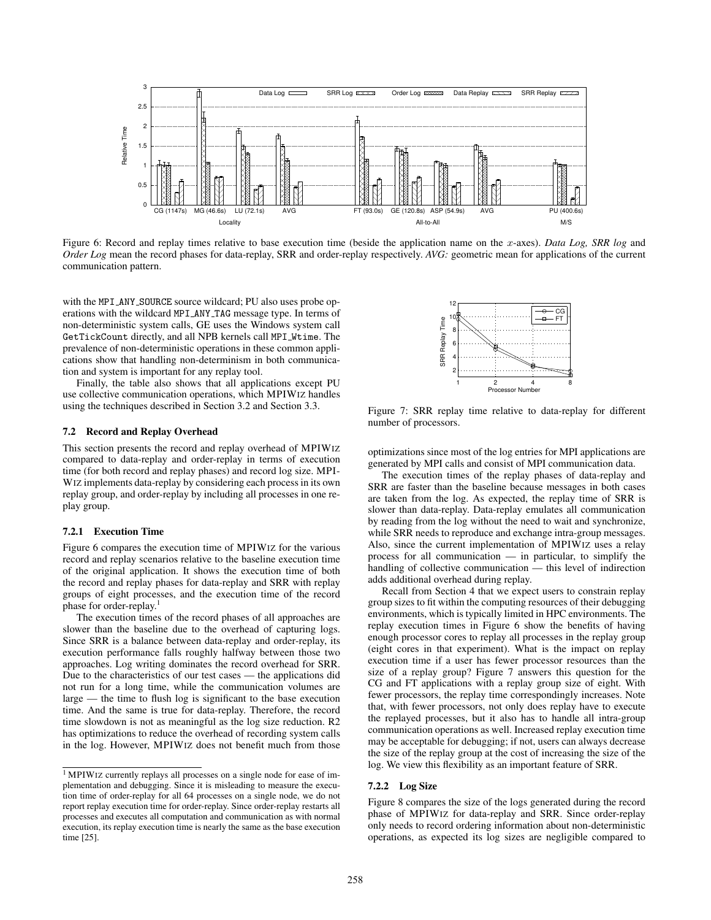Figure 6: Record and replay times relative to base execution time (beside the application name on the $x$-axes). *Data Log, SRR log* and *Order Log* mean the record phases for data-replay, SRR and order-replay respectively. *AVG:* geometric mean for applications of the current communication pattern.

with the `MPI_ANY_SOURCE` source wildcard; PU also uses probe operations with the wildcard `MPI_ANY_TAG` message type. In terms of non-deterministic system calls, GE uses the Windows system call `GetTickCount` directly, and all NPB kernels call `MPI_Wtime`. The prevalence of non-deterministic operations in these common applications show that handling non-determinism in both communication and system is important for any replay tool.

Finally, the table also shows that all applications except PU use collective communication operations, which MPIWIZ handles using the techniques described in Section 3.2 and Section 3.3.

### 7.2 Record and Replay Overhead

This section presents the record and replay overhead of MPIWIZ compared to data-replay and order-replay in terms of execution time (for both record and replay phases) and record log size. MPIWIZ implements data-replay by considering each process in its own replay group, and order-replay by including all processes in one replay group.

#### 7.2.1 Execution Time

Figure 6 compares the execution time of MPIWIZ for the various record and replay scenarios relative to the baseline execution time of the original application. It shows the execution time of both the record and replay phases for data-replay and SRR with replay groups of eight processes, and the execution time of the record phase for order-replay.[1]

The execution times of the record phases of all approaches are slower than the baseline due to the overhead of capturing logs. Since SRR is a balance between data-replay and order-replay, its execution performance falls roughly halfway between those two approaches. Log writing dominates the record overhead for SRR. Due to the characteristics of our test cases — the applications did not run for a long time, while the communication volumes are large — the time to flush log is significant to the base execution time. And the same is true for data-replay. Therefore, the record time slowdown is not as meaningful as the log size reduction. R2 has optimizations to reduce the overhead of recording system calls in the log. However, MPIWIZ does not benefit much from those optimizations since most of the log entries for MPI applications are generated by MPI calls and consist of MPI communication data.

The execution times of the replay phases of data-replay and SRR are faster than the baseline because messages in both cases are taken from the log. As expected, the replay time of SRR is slower than data-replay. Data-replay emulates all communication by reading from the log without the need to wait and synchronize, while SRR needs to reproduce and exchange intra-group messages. Also, since the current implementation of MPIWIZ uses a relay process for all communication — in particular, to simplify the handling of collective communication — this level of indirection adds additional overhead during replay.

Recall from Section 4 that we expect users to constrain replay group sizes to fit within the computing resources of their debugging environments, which is typically limited in HPC environments. The replay execution times in Figure 6 show the benefits of having enough processor cores to replay all processes in the replay group (eight cores in that experiment). What is the impact on replay execution time if a user has fewer processor resources than the size of a replay group? Figure 7 answers this question for the CG and FT applications with a replay group size of eight. With fewer processors, the replay time correspondingly increases. Note that, with fewer processors, not only does replay have to execute the replayed processes, but it also has to handle all intra-group communication operations as well. Increased replay execution time may be acceptable for debugging; if not, users can always decrease the size of the replay group at the cost of increasing the size of the log. We view this flexibility as an important feature of SRR.

Figure 7: SRR replay time relative to data-replay for different number of processors.

#### 7.2.2 Log Size

Figure 8 compares the size of the logs generated during the record phase of MPIWIZ for data-replay and SRR. Since order-replay only needs to record ordering information about non-deterministic operations, as expected its log sizes are negligible compared to

[1] MPIWIZ currently replays all processes on a single node for ease of implementation and debugging. Since it is misleading to measure the execution time of order-replay for all 64 processes on a single node, we do not report replay execution time for order-replay. Since order-replay restarts all processes and executes all computation and communication as with normal execution, its replay execution time is nearly the same as the base execution time [25].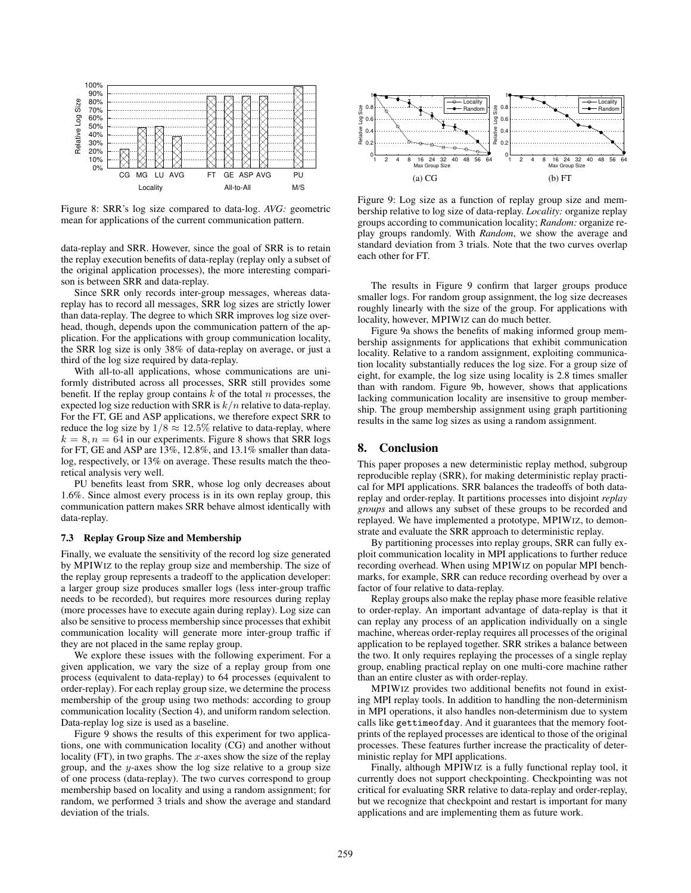Figure 8: SRR's log size compared to data-log. *AVG:* geometric mean for applications of the current communication pattern.

data-replay and SRR. However, since the goal of SRR is to retain the replay execution benefits of data-replay (replay only a subset of the original application processes), the more interesting comparison is between SRR and data-replay.

Since SRR only records inter-group messages, whereas data-replay has to record all messages, SRR log sizes are strictly lower than data-replay. The degree to which SRR improves log size overhead, though, depends upon the communication pattern of the application. For the applications with group communication locality, the SRR log size is only 38% of data-replay on average, or just a third of the log size required by data-replay.

With all-to-all applications, whose communications are uniformly distributed across all processes, SRR still provides some benefit. If the replay group contains $k$ of the total $n$ processes, the expected log size reduction with SRR is $k/n$ relative to data-replay. For the FT, GE and ASP applications, we therefore expect SRR to reduce the log size by $1/8 \approx 12.5\%$ relative to data-replay, where $k = 8, n = 64$ in our experiments. Figure 8 shows that SRR logs for FT, GE and ASP are 13%, 12.8%, and 13.1% smaller than data-log, respectively, or 13% on average. These results match the theoretical analysis very well.

PU benefits least from SRR, whose log only decreases about 1.6%. Since almost every process is in its own replay group, this communication pattern makes SRR behave almost identically with data-replay.

### 7.3 Replay Group Size and Membership

Finally, we evaluate the sensitivity of the record log size generated by MPIWiz to the replay group size and membership. The size of the replay group represents a tradeoff to the application developer: a larger group size produces smaller logs (less inter-group traffic needs to be recorded), but requires more resources during replay (more processes have to execute again during replay). Log size can also be sensitive to process membership since processes that exhibit communication locality will generate more inter-group traffic if they are not placed in the same replay group.

We explore these issues with the following experiment. For a given application, we vary the size of a replay group from one process (equivalent to data-replay) to 64 processes (equivalent to order-replay). For each replay group size, we determine the process membership of the group using two methods: according to group communication locality (Section 4), and uniform random selection. Data-replay log size is used as a baseline.

Figure 9 shows the results of this experiment for two applications, one with communication locality (CG) and another without locality (FT), in two graphs. The $x$-axes show the size of the replay group, and the $y$-axes show the log size relative to a group size of one process (data-replay). The two curves correspond to group membership based on locality and using a random assignment; for random, we performed 3 trials and show the average and standard deviation of the trials.

Figure 9: Log size as a function of replay group size and membership relative to log size of data-replay. *Locality:* organize replay groups according to communication locality; *Random:* organize replay groups randomly. With *Random*, we show the average and standard deviation from 3 trials. Note that the two curves overlap each other for FT.

The results in Figure 9 confirm that larger groups produce smaller logs. For random group assignment, the log size decreases roughly linearly with the size of the group. For applications with locality, however, MPIWiz can do much better.

Figure 9a shows the benefits of making informed group membership assignments for applications that exhibit communication locality. Relative to a random assignment, exploiting communication locality substantially reduces the log size. For a group size of eight, for example, the log size using locality is 2.8 times smaller than with random. Figure 9b, however, shows that applications lacking communication locality are insensitive to group membership. The group membership assignment using graph partitioning results in the same log sizes as using a random assignment.

## 8. Conclusion

This paper proposes a new deterministic replay method, subgroup reproducible replay (SRR), for making deterministic replay practical for MPI applications. SRR balances the tradeoffs of both data-replay and order-replay. It partitions processes into disjoint *replay groups* and allows any subset of these groups to be recorded and replayed. We have implemented a prototype, MPIWiz, to demonstrate and evaluate the SRR approach to deterministic replay.

By partitioning processes into replay groups, SRR can fully exploit communication locality in MPI applications to further reduce recording overhead. When using MPIWiz on popular MPI benchmarks, for example, SRR can reduce recording overhead by over a factor of four relative to data-replay.

Replay groups also make the replay phase more feasible relative to order-replay. An important advantage of data-replay is that it can replay any process of an application individually on a single machine, whereas order-replay requires all processes of the original application to be replayed together. SRR strikes a balance between the two. It only requires replaying the processes of a single replay group, enabling practical replay on one multi-core machine rather than an entire cluster as with order-replay.

MPIWiz provides two additional benefits not found in existing MPI replay tools. In addition to handling the non-determinism in MPI operations, it also handles non-determinism due to system calls like `gettimeofday`. And it guarantees that the memory footprints of the replayed processes are identical to those of the original processes. These features further increase the practicality of deterministic replay for MPI applications.

Finally, although MPIWiz is a fully functional replay tool, it currently does not support checkpointing. Checkpointing was not critical for evaluating SRR relative to data-replay and order-replay, but we recognize that checkpoint and restart is important for many applications and are implementing them as future work.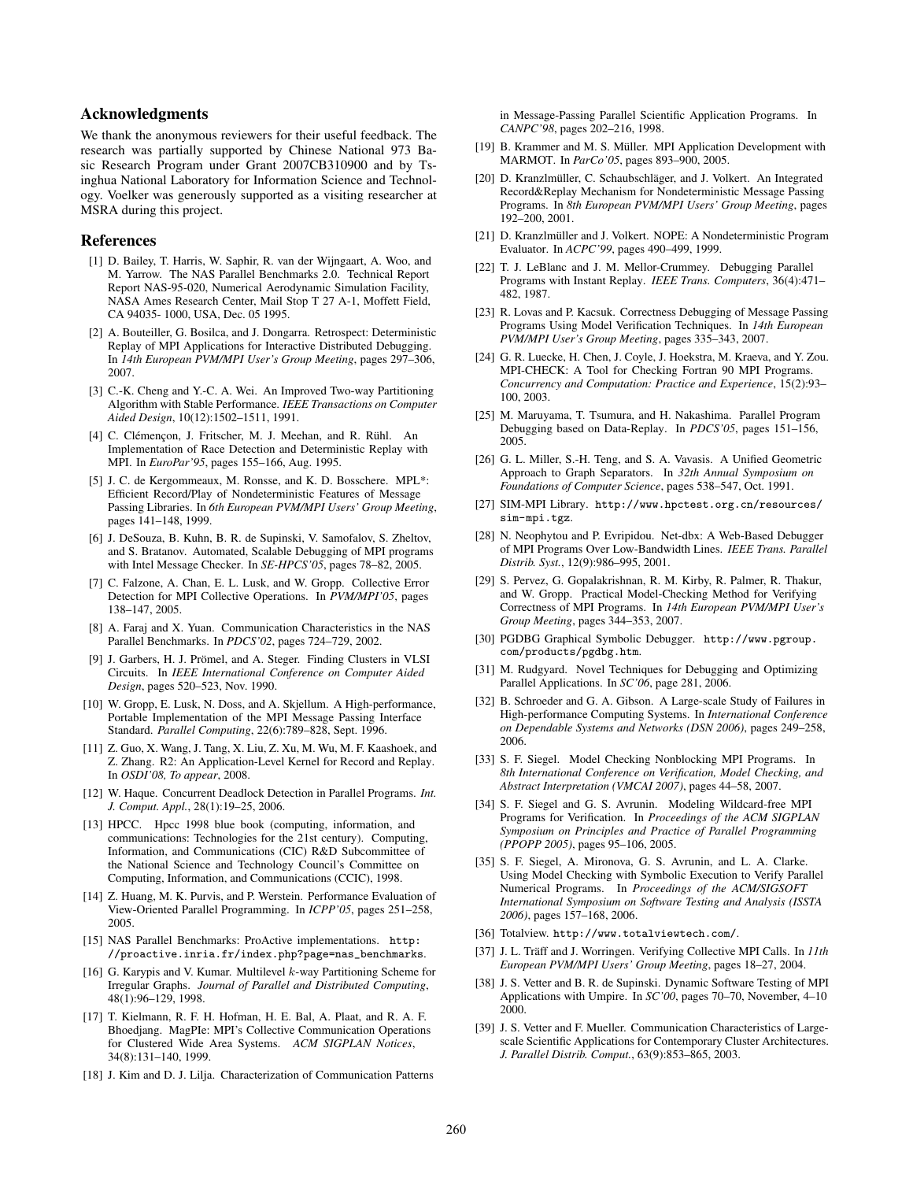## Acknowledgments

We thank the anonymous reviewers for their useful feedback. The research was partially supported by Chinese National 973 Basic Research Program under Grant 2007CB310900 and by Tsinghua National Laboratory for Information Science and Technology. Voelker was generously supported as a visiting researcher at MSRA during this project.

## References

[1] D. Bailey, T. Harris, W. Saphir, R. van der Wijngaart, A. Woo, and M. Yarrow. The NAS Parallel Benchmarks 2.0. Technical Report Report NAS-95-020, Numerical Aerodynamic Simulation Facility, NASA Ames Research Center, Mail Stop T 27 A-1, Moffett Field, CA 94035- 1000, USA, Dec. 05 1995.

[2] A. Bouteiller, G. Bosilca, and J. Dongarra. Retrospect: Deterministic Replay of MPI Applications for Interactive Distributed Debugging. In *14th European PVM/MPI User's Group Meeting*, pages 297–306, 2007.

[3] C.-K. Cheng and Y.-C. A. Wei. An Improved Two-way Partitioning Algorithm with Stable Performance. *IEEE Transactions on Computer Aided Design*, 10(12):1502–1511, 1991.

[4] C. Clémençon, J. Fritscher, M. J. Meehan, and R. Rühl. An Implementation of Race Detection and Deterministic Replay with MPI. In *EuroPar'95*, pages 155–166, Aug. 1995.

[5] J. C. de Kergommeaux, M. Ronsse, and K. D. Bosschere. MPL*: Efficient Record/Play of Nondeterministic Features of Message Passing Libraries. In *6th European PVM/MPI Users' Group Meeting*, pages 141–148, 1999.

[6] J. DeSouza, B. Kuhn, B. R. de Supinski, V. Samofalov, S. Zheltov, and S. Bratanov. Automated, Scalable Debugging of MPI programs with Intel Message Checker. In *SE-HPCS'05*, pages 78–82, 2005.

[7] C. Falzone, A. Chan, E. L. Lusk, and W. Gropp. Collective Error Detection for MPI Collective Operations. In *PVM/MPI'05*, pages 138–147, 2005.

[8] A. Faraj and X. Yuan. Communication Characteristics in the NAS Parallel Benchmarks. In *PDCS'02*, pages 724–729, 2002.

[9] J. Garbers, H. J. Prömel, and A. Steger. Finding Clusters in VLSI Circuits. In *IEEE International Conference on Computer Aided Design*, pages 520–523, Nov. 1990.

[10] W. Gropp, E. Lusk, N. Doss, and A. Skjellum. A High-performance, Portable Implementation of the MPI Message Passing Interface Standard. *Parallel Computing*, 22(6):789–828, Sept. 1996.

[11] Z. Guo, X. Wang, J. Tang, X. Liu, Z. Xu, M. Wu, M. F. Kaashoek, and Z. Zhang. R2: An Application-Level Kernel for Record and Replay. In *OSDI'08, To appear*, 2008.

[12] W. Haque. Concurrent Deadlock Detection in Parallel Programs. *Int. J. Comput. Appl.*, 28(1):19–25, 2006.

[13] HPCC. Hpcc 1998 blue book (computing, information, and communications: Technologies for the 21st century). Computing, Information, and Communications (CIC) R&D Subcommittee of the National Science and Technology Council's Committee on Computing, Information, and Communications (CCIC), 1998.

[14] Z. Huang, M. K. Purvis, and P. Werstein. Performance Evaluation of View-Oriented Parallel Programming. In *ICPP'05*, pages 251–258, 2005.

[15] NAS Parallel Benchmarks: ProActive implementations. `http://proactive.inria.fr/index.php?page=nas_benchmarks`.

[16] G. Karypis and V. Kumar. Multilevel $k$-way Partitioning Scheme for Irregular Graphs. *Journal of Parallel and Distributed Computing*, 48(1):96–129, 1998.

[17] T. Kielmann, R. F. H. Hofman, H. E. Bal, A. Plaat, and R. A. F. Bhoedjang. MagPIe: MPI's Collective Communication Operations for Clustered Wide Area Systems. *ACM SIGPLAN Notices*, 34(8):131–140, 1999.

[18] J. Kim and D. J. Lilja. Characterization of Communication Patterns in Message-Passing Parallel Scientific Application Programs. In *CANPC'98*, pages 202–216, 1998.

[19] B. Krammer and M. S. Müller. MPI Application Development with MARMOT. In *ParCo'05*, pages 893–900, 2005.

[20] D. Kranzlmüller, C. Schaubschläger, and J. Volkert. An Integrated Record&Replay Mechanism for Nondeterministic Message Passing Programs. In *8th European PVM/MPI Users' Group Meeting*, pages 192–200, 2001.

[21] D. Kranzlmüller and J. Volkert. NOPE: A Nondeterministic Program Evaluator. In *ACPC'99*, pages 490–499, 1999.

[22] T. J. LeBlanc and J. M. Mellor-Crummey. Debugging Parallel Programs with Instant Replay. *IEEE Trans. Computers*, 36(4):471–482, 1987.

[23] R. Lovas and P. Kacsuk. Correctness Debugging of Message Passing Programs Using Model Verification Techniques. In *14th European PVM/MPI User's Group Meeting*, pages 335–343, 2007.

[24] G. R. Luecke, H. Chen, J. Coyle, J. Hoekstra, M. Kraeva, and Y. Zou. MPI-CHECK: A Tool for Checking Fortran 90 MPI Programs. *Concurrency and Computation: Practice and Experience*, 15(2):93–100, 2003.

[25] M. Maruyama, T. Tsumura, and H. Nakashima. Parallel Program Debugging based on Data-Replay. In *PDCS'05*, pages 151–156, 2005.

[26] G. L. Miller, S.-H. Teng, and S. A. Vavasis. A Unified Geometric Approach to Graph Separators. In *32th Annual Symposium on Foundations of Computer Science*, pages 538–547, Oct. 1991.

[27] SIM-MPI Library. `http://www.hpctest.org.cn/resources/sim-mpi.tgz`.

[28] N. Neophytou and P. Evripidou. Net-dbx: A Web-Based Debugger of MPI Programs Over Low-Bandwidth Lines. *IEEE Trans. Parallel Distrib. Syst.*, 12(9):986–995, 2001.

[29] S. Pervez, G. Gopalakrishnan, R. M. Kirby, R. Palmer, R. Thakur, and W. Gropp. Practical Model-Checking Method for Verifying Correctness of MPI Programs. In *14th European PVM/MPI User's Group Meeting*, pages 344–353, 2007.

[30] PGDBG Graphical Symbolic Debugger. `http://www.pgroup.com/products/pgdbg.htm`.

[31] M. Rudgyard. Novel Techniques for Debugging and Optimizing Parallel Applications. In *SC'06*, page 281, 2006.

[32] B. Schroeder and G. A. Gibson. A Large-scale Study of Failures in High-performance Computing Systems. In *International Conference on Dependable Systems and Networks (DSN 2006)*, pages 249–258, 2006.

[33] S. F. Siegel. Model Checking Nonblocking MPI Programs. In *8th International Conference on Verification, Model Checking, and Abstract Interpretation (VMCAI 2007)*, pages 44–58, 2007.

[34] S. F. Siegel and G. S. Avrunin. Modeling Wildcard-free MPI Programs for Verification. In *Proceedings of the ACM SIGPLAN Symposium on Principles and Practice of Parallel Programming (PPOPP 2005)*, pages 95–106, 2005.

[35] S. F. Siegel, A. Mironova, G. S. Avrunin, and L. A. Clarke. Using Model Checking with Symbolic Execution to Verify Parallel Numerical Programs. In *Proceedings of the ACM/SIGSOFT International Symposium on Software Testing and Analysis (ISSTA 2006)*, pages 157–168, 2006.

[36] Totalview. `http://www.totalviewtech.com/`.

[37] J. L. Träff and J. Worringen. Verifying Collective MPI Calls. In *11th European PVM/MPI Users' Group Meeting*, pages 18–27, 2004.

[38] J. S. Vetter and B. R. de Supinski. Dynamic Software Testing of MPI Applications with Umpire. In *SC'00*, pages 70–70, November, 4–10 2000.

[39] J. S. Vetter and F. Mueller. Communication Characteristics of Large-scale Scientific Applications for Contemporary Cluster Architectures. *J. Parallel Distrib. Comput.*, 63(9):853–865, 2003.